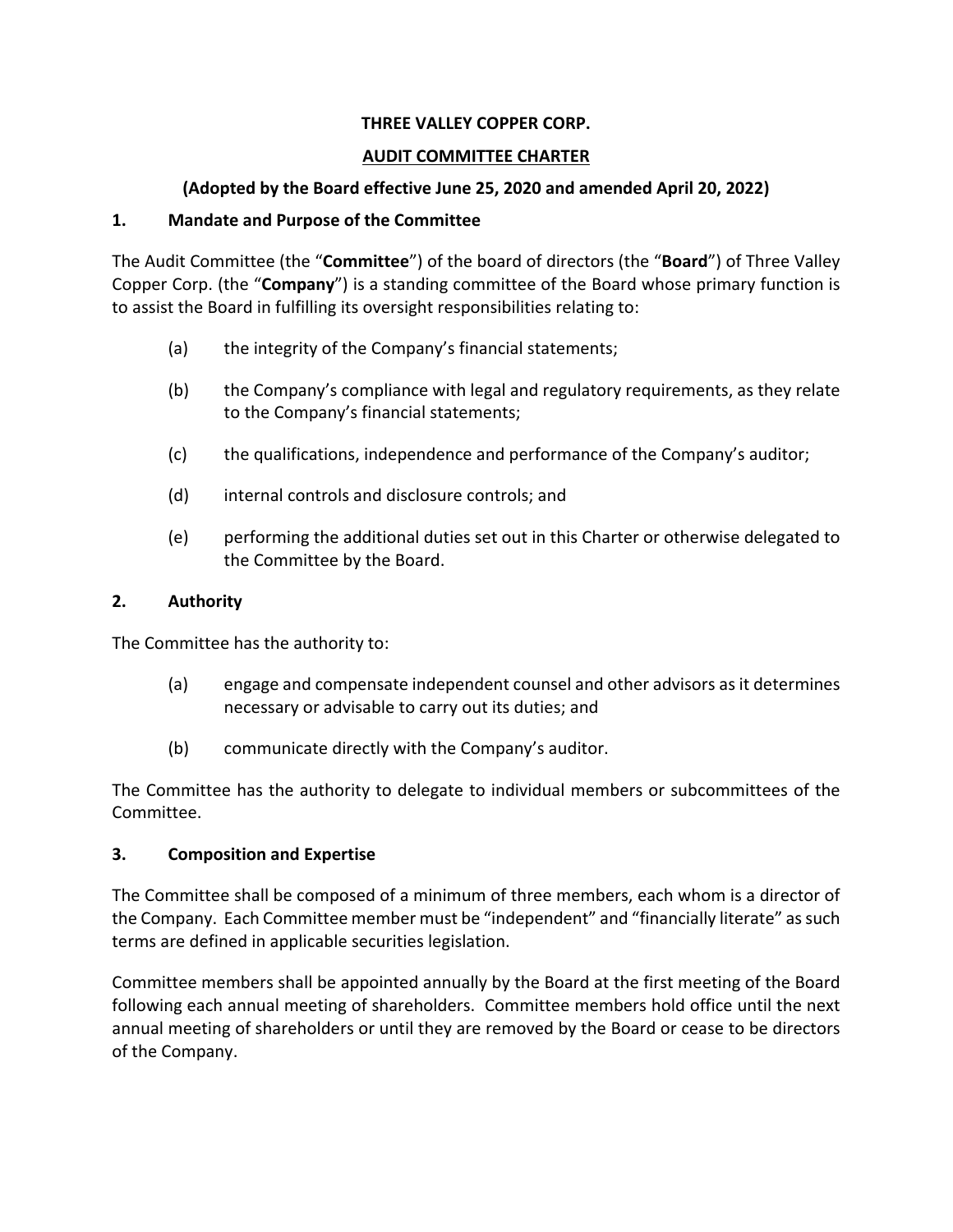**THREE VALLEY COPPER CORP.**

**AUDIT COMMITTEE CHARTER**

**(Adopted by the Board effective June 25, 2020 and amended April 20, 2022)**

## 1. Mandate and Purpose of the Committee

The Audit Committee (the "**Committee**") of the board of directors (the "**Board**") of Three Valley Copper Corp. (the "**Company**") is a standing committee of the Board whose primary function is to assist the Board in fulfilling its oversight responsibilities relating to:

(a) the integrity of the Company's financial statements;

(b) the Company's compliance with legal and regulatory requirements, as they relate to the Company's financial statements;

(c) the qualifications, independence and performance of the Company's auditor;

(d) internal controls and disclosure controls; and

(e) performing the additional duties set out in this Charter or otherwise delegated to the Committee by the Board.

## 2. Authority

The Committee has the authority to:

(a) engage and compensate independent counsel and other advisors as it determines necessary or advisable to carry out its duties; and

(b) communicate directly with the Company's auditor.

The Committee has the authority to delegate to individual members or subcommittees of the Committee.

## 3. Composition and Expertise

The Committee shall be composed of a minimum of three members, each whom is a director of the Company. Each Committee member must be "independent" and "financially literate" as such terms are defined in applicable securities legislation.

Committee members shall be appointed annually by the Board at the first meeting of the Board following each annual meeting of shareholders. Committee members hold office until the next annual meeting of shareholders or until they are removed by the Board or cease to be directors of the Company.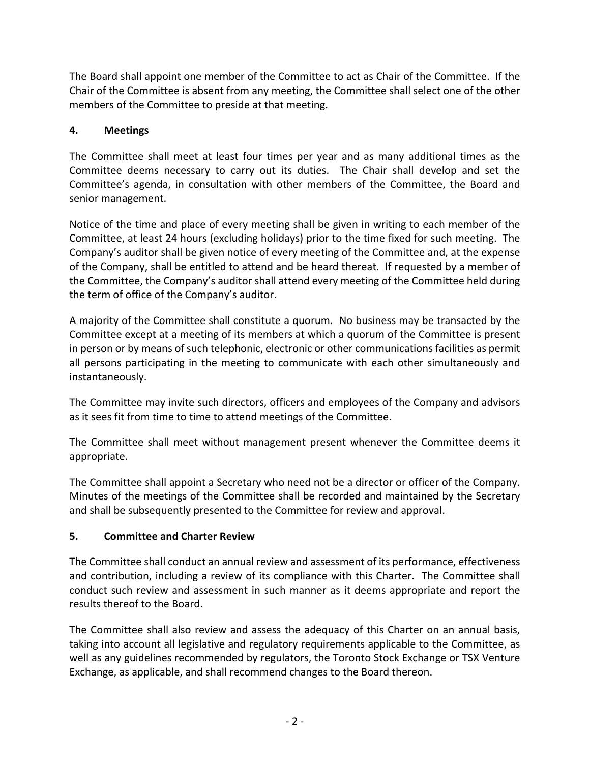The Board shall appoint one member of the Committee to act as Chair of the Committee. If the Chair of the Committee is absent from any meeting, the Committee shall select one of the other members of the Committee to preside at that meeting.

## 4. Meetings

The Committee shall meet at least four times per year and as many additional times as the Committee deems necessary to carry out its duties. The Chair shall develop and set the Committee's agenda, in consultation with other members of the Committee, the Board and senior management.

Notice of the time and place of every meeting shall be given in writing to each member of the Committee, at least 24 hours (excluding holidays) prior to the time fixed for such meeting. The Company's auditor shall be given notice of every meeting of the Committee and, at the expense of the Company, shall be entitled to attend and be heard thereat. If requested by a member of the Committee, the Company's auditor shall attend every meeting of the Committee held during the term of office of the Company's auditor.

A majority of the Committee shall constitute a quorum. No business may be transacted by the Committee except at a meeting of its members at which a quorum of the Committee is present in person or by means of such telephonic, electronic or other communications facilities as permit all persons participating in the meeting to communicate with each other simultaneously and instantaneously.

The Committee may invite such directors, officers and employees of the Company and advisors as it sees fit from time to time to attend meetings of the Committee.

The Committee shall meet without management present whenever the Committee deems it appropriate.

The Committee shall appoint a Secretary who need not be a director or officer of the Company. Minutes of the meetings of the Committee shall be recorded and maintained by the Secretary and shall be subsequently presented to the Committee for review and approval.

## 5. Committee and Charter Review

The Committee shall conduct an annual review and assessment of its performance, effectiveness and contribution, including a review of its compliance with this Charter. The Committee shall conduct such review and assessment in such manner as it deems appropriate and report the results thereof to the Board.

The Committee shall also review and assess the adequacy of this Charter on an annual basis, taking into account all legislative and regulatory requirements applicable to the Committee, as well as any guidelines recommended by regulators, the Toronto Stock Exchange or TSX Venture Exchange, as applicable, and shall recommend changes to the Board thereon.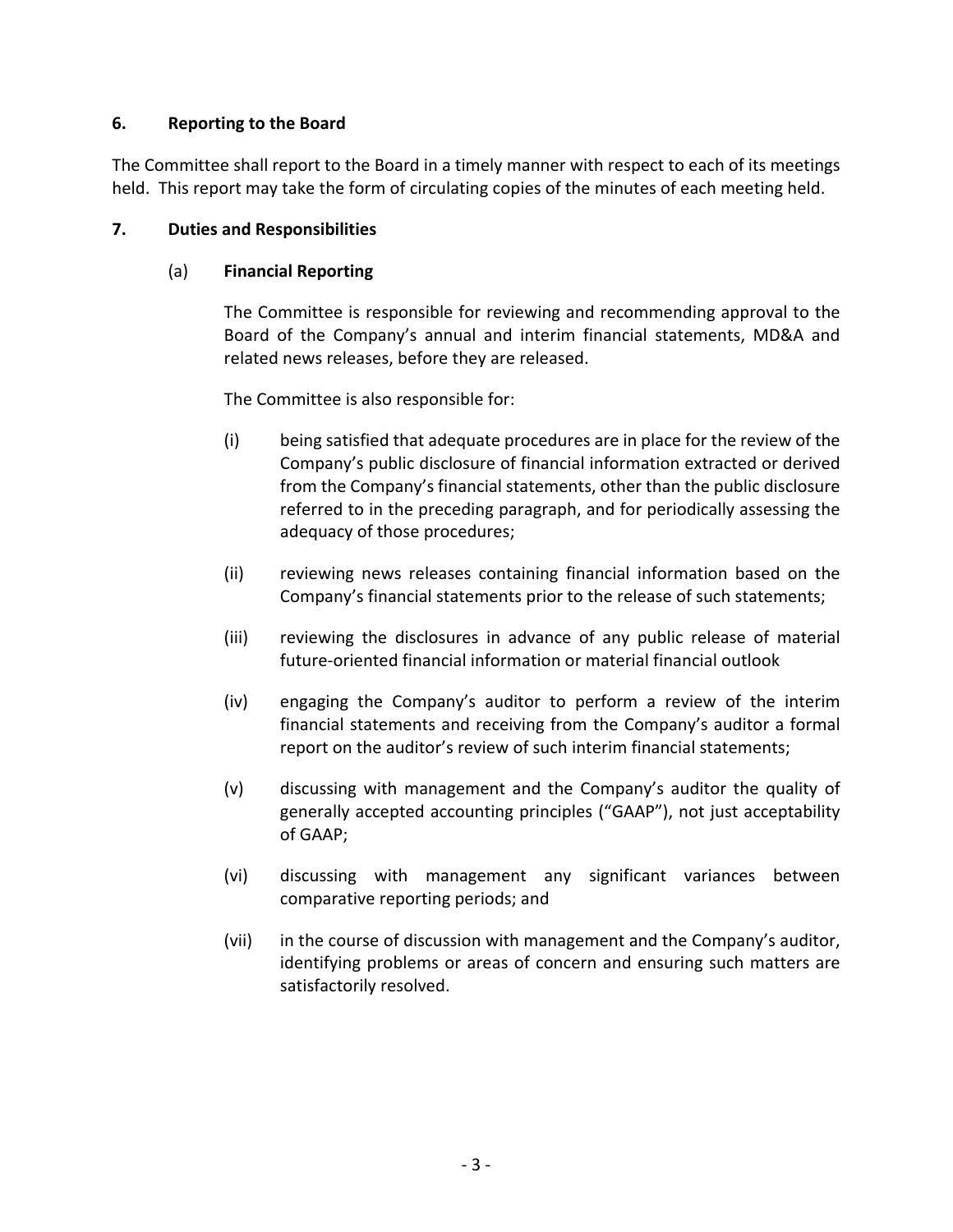**6. Reporting to the Board**

The Committee shall report to the Board in a timely manner with respect to each of its meetings held. This report may take the form of circulating copies of the minutes of each meeting held.

**7. Duties and Responsibilities**

(a) **Financial Reporting**

The Committee is responsible for reviewing and recommending approval to the Board of the Company's annual and interim financial statements, MD&A and related news releases, before they are released.

The Committee is also responsible for:

(i) being satisfied that adequate procedures are in place for the review of the Company's public disclosure of financial information extracted or derived from the Company's financial statements, other than the public disclosure referred to in the preceding paragraph, and for periodically assessing the adequacy of those procedures;

(ii) reviewing news releases containing financial information based on the Company's financial statements prior to the release of such statements;

(iii) reviewing the disclosures in advance of any public release of material future-oriented financial information or material financial outlook

(iv) engaging the Company's auditor to perform a review of the interim financial statements and receiving from the Company's auditor a formal report on the auditor's review of such interim financial statements;

(v) discussing with management and the Company's auditor the quality of generally accepted accounting principles ("GAAP"), not just acceptability of GAAP;

(vi) discussing with management any significant variances between comparative reporting periods; and

(vii) in the course of discussion with management and the Company's auditor, identifying problems or areas of concern and ensuring such matters are satisfactorily resolved.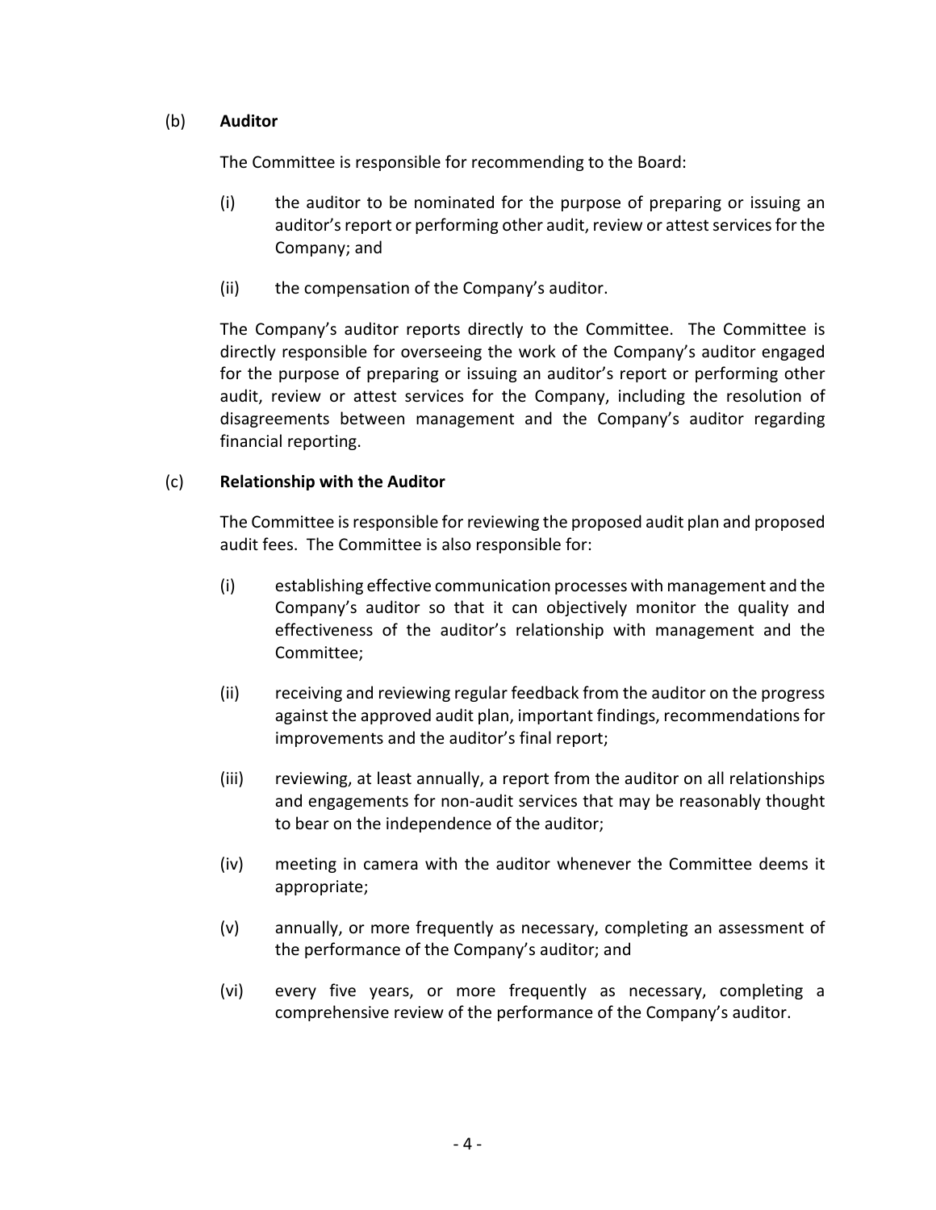(b) **Auditor**

The Committee is responsible for recommending to the Board:

(i) the auditor to be nominated for the purpose of preparing or issuing an auditor's report or performing other audit, review or attest services for the Company; and

(ii) the compensation of the Company's auditor.

The Company's auditor reports directly to the Committee. The Committee is directly responsible for overseeing the work of the Company's auditor engaged for the purpose of preparing or issuing an auditor's report or performing other audit, review or attest services for the Company, including the resolution of disagreements between management and the Company's auditor regarding financial reporting.

(c) **Relationship with the Auditor**

The Committee is responsible for reviewing the proposed audit plan and proposed audit fees. The Committee is also responsible for:

(i) establishing effective communication processes with management and the Company's auditor so that it can objectively monitor the quality and effectiveness of the auditor's relationship with management and the Committee;

(ii) receiving and reviewing regular feedback from the auditor on the progress against the approved audit plan, important findings, recommendations for improvements and the auditor's final report;

(iii) reviewing, at least annually, a report from the auditor on all relationships and engagements for non-audit services that may be reasonably thought to bear on the independence of the auditor;

(iv) meeting in camera with the auditor whenever the Committee deems it appropriate;

(v) annually, or more frequently as necessary, completing an assessment of the performance of the Company's auditor; and

(vi) every five years, or more frequently as necessary, completing a comprehensive review of the performance of the Company's auditor.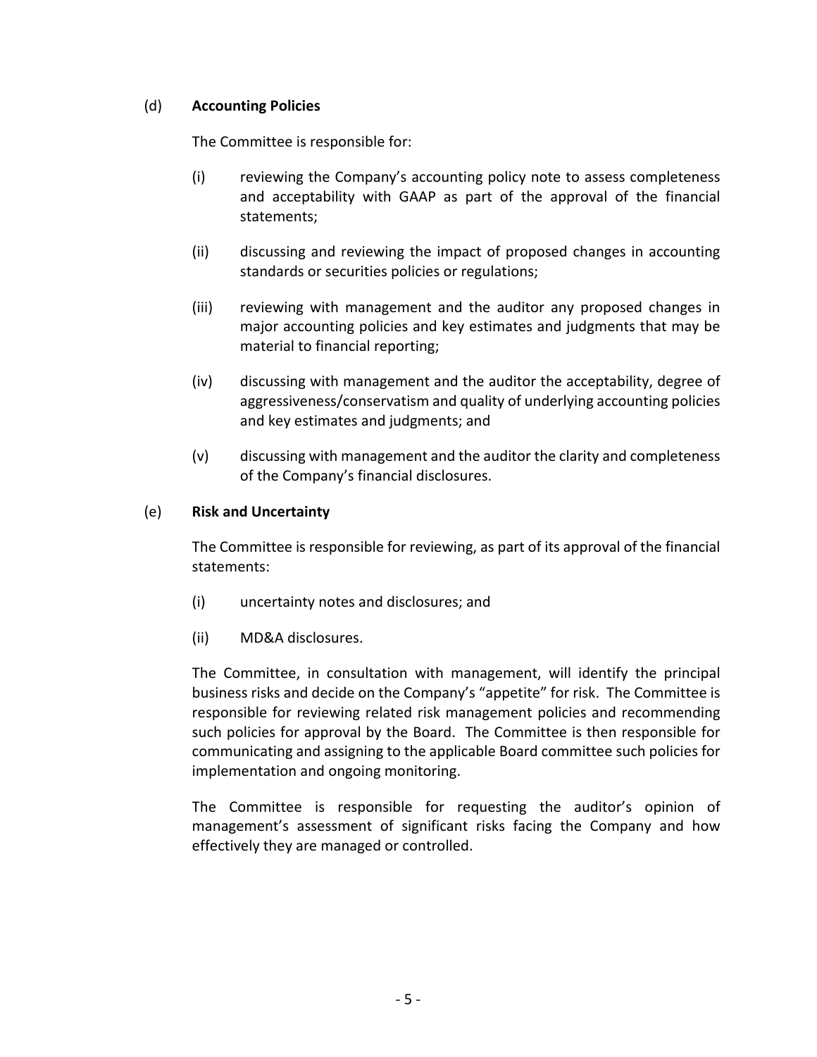(d) **Accounting Policies**

The Committee is responsible for:

(i) reviewing the Company's accounting policy note to assess completeness and acceptability with GAAP as part of the approval of the financial statements;

(ii) discussing and reviewing the impact of proposed changes in accounting standards or securities policies or regulations;

(iii) reviewing with management and the auditor any proposed changes in major accounting policies and key estimates and judgments that may be material to financial reporting;

(iv) discussing with management and the auditor the acceptability, degree of aggressiveness/conservatism and quality of underlying accounting policies and key estimates and judgments; and

(v) discussing with management and the auditor the clarity and completeness of the Company's financial disclosures.

(e) **Risk and Uncertainty**

The Committee is responsible for reviewing, as part of its approval of the financial statements:

(i) uncertainty notes and disclosures; and

(ii) MD&A disclosures.

The Committee, in consultation with management, will identify the principal business risks and decide on the Company's "appetite" for risk. The Committee is responsible for reviewing related risk management policies and recommending such policies for approval by the Board. The Committee is then responsible for communicating and assigning to the applicable Board committee such policies for implementation and ongoing monitoring.

The Committee is responsible for requesting the auditor's opinion of management's assessment of significant risks facing the Company and how effectively they are managed or controlled.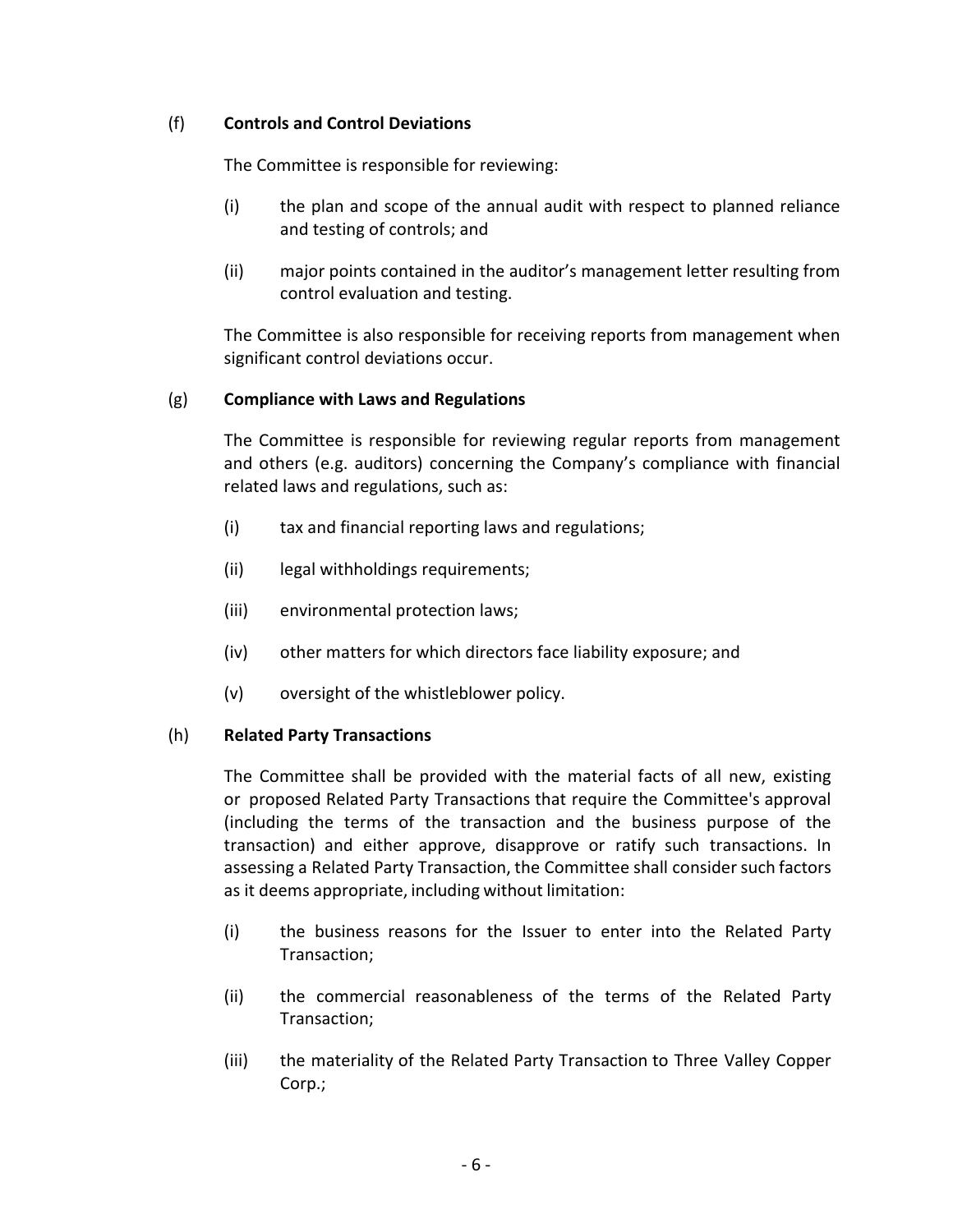(f) **Controls and Control Deviations**

The Committee is responsible for reviewing:

(i) the plan and scope of the annual audit with respect to planned reliance and testing of controls; and

(ii) major points contained in the auditor's management letter resulting from control evaluation and testing.

The Committee is also responsible for receiving reports from management when significant control deviations occur.

(g) **Compliance with Laws and Regulations**

The Committee is responsible for reviewing regular reports from management and others (e.g. auditors) concerning the Company's compliance with financial related laws and regulations, such as:

(i) tax and financial reporting laws and regulations;

(ii) legal withholdings requirements;

(iii) environmental protection laws;

(iv) other matters for which directors face liability exposure; and

(v) oversight of the whistleblower policy.

(h) **Related Party Transactions**

The Committee shall be provided with the material facts of all new, existing or proposed Related Party Transactions that require the Committee's approval (including the terms of the transaction and the business purpose of the transaction) and either approve, disapprove or ratify such transactions. In assessing a Related Party Transaction, the Committee shall consider such factors as it deems appropriate, including without limitation:

(i) the business reasons for the Issuer to enter into the Related Party Transaction;

(ii) the commercial reasonableness of the terms of the Related Party Transaction;

(iii) the materiality of the Related Party Transaction to Three Valley Copper Corp.;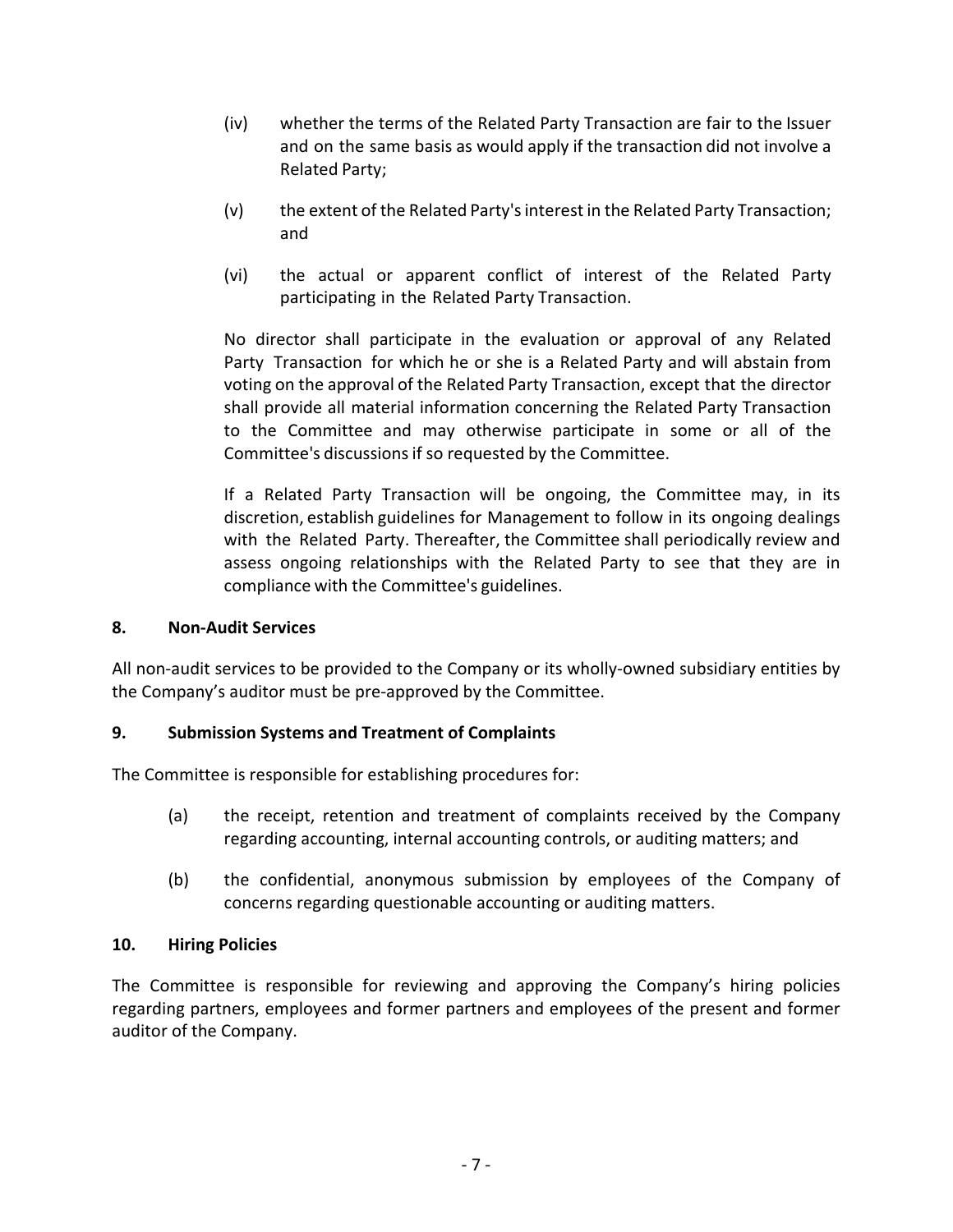(iv) whether the terms of the Related Party Transaction are fair to the Issuer and on the same basis as would apply if the transaction did not involve a Related Party;

(v) the extent of the Related Party's interest in the Related Party Transaction; and

(vi) the actual or apparent conflict of interest of the Related Party participating in the Related Party Transaction.

No director shall participate in the evaluation or approval of any Related Party Transaction for which he or she is a Related Party and will abstain from voting on the approval of the Related Party Transaction, except that the director shall provide all material information concerning the Related Party Transaction to the Committee and may otherwise participate in some or all of the Committee's discussions if so requested by the Committee.

If a Related Party Transaction will be ongoing, the Committee may, in its discretion, establish guidelines for Management to follow in its ongoing dealings with the Related Party. Thereafter, the Committee shall periodically review and assess ongoing relationships with the Related Party to see that they are in compliance with the Committee's guidelines.

### 8. Non-Audit Services

All non-audit services to be provided to the Company or its wholly-owned subsidiary entities by the Company's auditor must be pre-approved by the Committee.

### 9. Submission Systems and Treatment of Complaints

The Committee is responsible for establishing procedures for:

(a) the receipt, retention and treatment of complaints received by the Company regarding accounting, internal accounting controls, or auditing matters; and

(b) the confidential, anonymous submission by employees of the Company of concerns regarding questionable accounting or auditing matters.

### 10. Hiring Policies

The Committee is responsible for reviewing and approving the Company's hiring policies regarding partners, employees and former partners and employees of the present and former auditor of the Company.